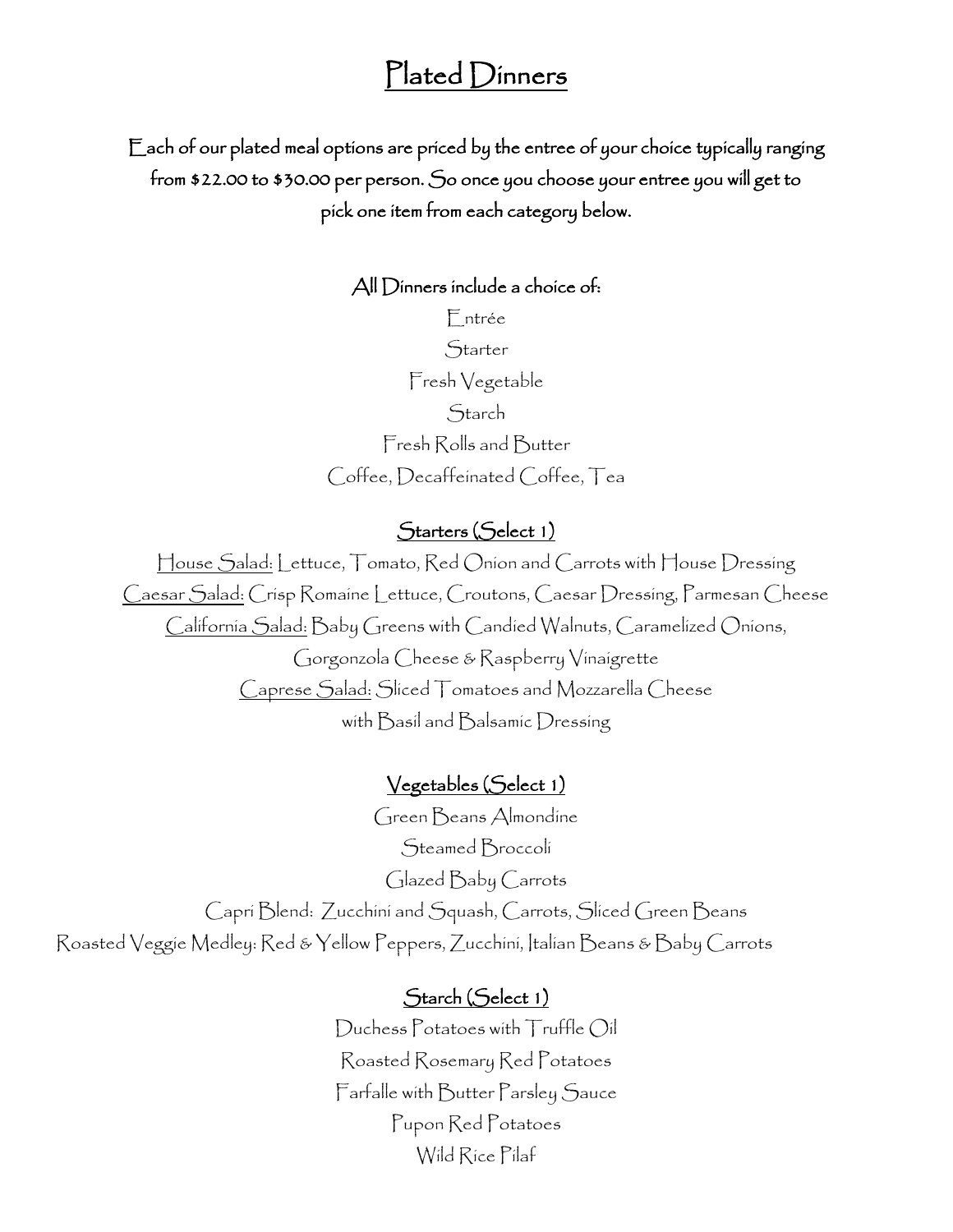# Plated Dinners

Each of our plated meal options are priced by the entree of your choice typically ranging from $22.00 to $30.00 per person. So once you choose your entree you will get to pick one item from each category below.

All Dinners include a choice of:

Entrée

Starter

Fresh Vegetable

Starch

Fresh Rolls and Butter

Coffee, Decaffeinated Coffee, Tea

## Starters (Select 1)

House Salad: Lettuce, Tomato, Red Onion and Carrots with House Dressing

Caesar Salad: Crisp Romaine Lettuce, Croutons, Caesar Dressing, Parmesan Cheese

California Salad: Baby Greens with Candied Walnuts, Caramelized Onions, Gorgonzola Cheese & Raspberry Vinaigrette

Caprese Salad: Sliced Tomatoes and Mozzarella Cheese with Basil and Balsamic Dressing

## Vegetables (Select 1)

Green Beans Almondine

Steamed Broccoli

Glazed Baby Carrots

Capri Blend: Zucchini and Squash, Carrots, Sliced Green Beans

Roasted Veggie Medley: Red & Yellow Peppers, Zucchini, Italian Beans & Baby Carrots

## Starch (Select 1)

Duchess Potatoes with Truffle Oil

Roasted Rosemary Red Potatoes

Farfalle with Butter Parsley Sauce

Pupon Red Potatoes

Wild Rice Pilaf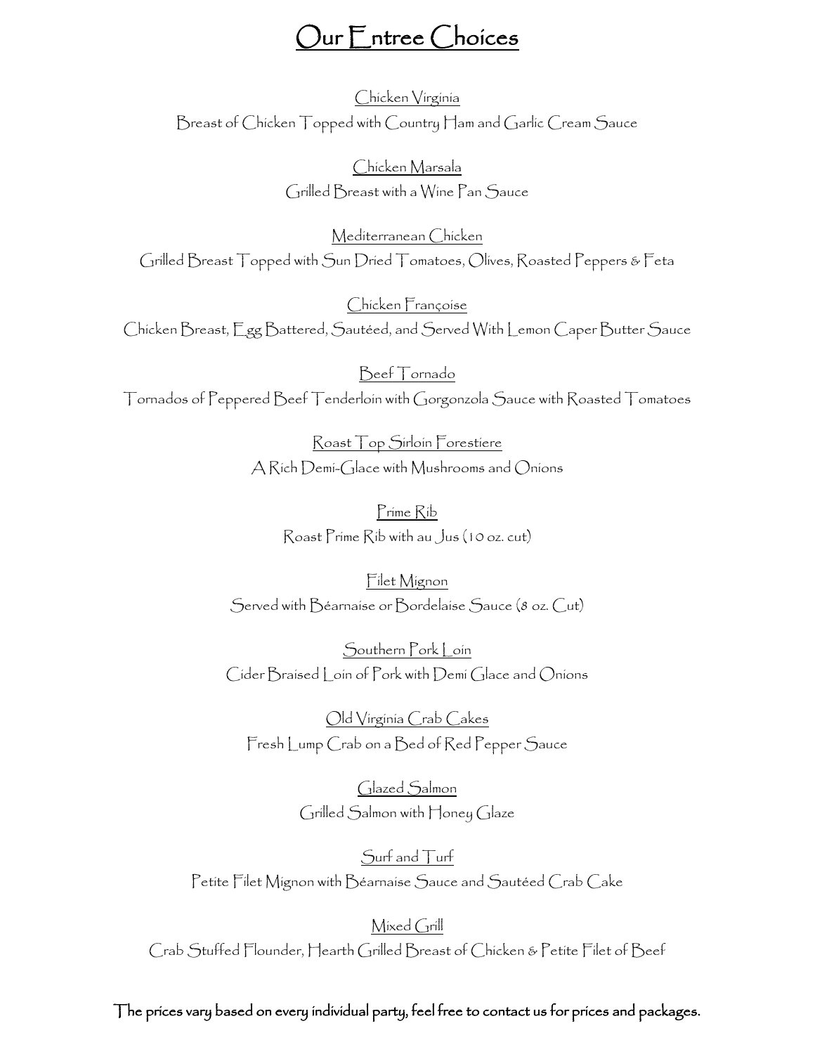# Our Entree Choices

Chicken Virginia

Breast of Chicken Topped with Country Ham and Garlic Cream Sauce

Chicken Marsala

Grilled Breast with a Wine Pan Sauce

Mediterranean Chicken

Grilled Breast Topped with Sun Dried Tomatoes, Olives, Roasted Peppers & Feta

Chicken Françoise

Chicken Breast, Egg Battered, Sautéed, and Served With Lemon Caper Butter Sauce

Beef Tornado

Tornados of Peppered Beef Tenderloin with Gorgonzola Sauce with Roasted Tomatoes

Roast Top Sirloin Forestiere

A Rich Demi-Glace with Mushrooms and Onions

Prime Rib

Roast Prime Rib with au Jus (10 oz. cut)

Filet Mignon

Served with Béarnaise or Bordelaise Sauce (8 oz. Cut)

Southern Pork Loin

Cider Braised Loin of Pork with Demi Glace and Onions

Old Virginia Crab Cakes

Fresh Lump Crab on a Bed of Red Pepper Sauce

Glazed Salmon

Grilled Salmon with Honey Glaze

Surf and Turf

Petite Filet Mignon with Béarnaise Sauce and Sautéed Crab Cake

Mixed Grill

Crab Stuffed Flounder, Hearth Grilled Breast of Chicken & Petite Filet of Beef

The prices vary based on every individual party, feel free to contact us for prices and packages.